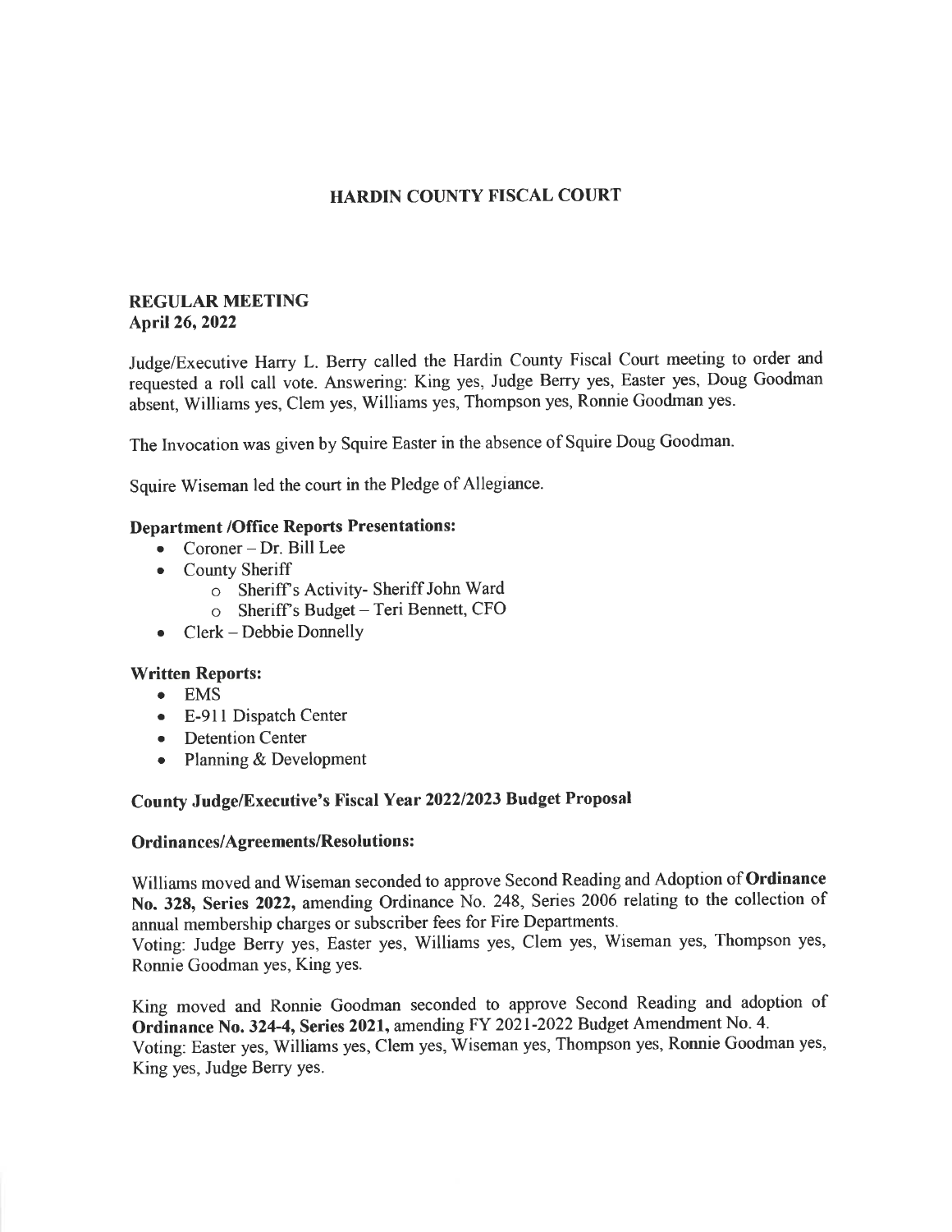# HARDIN COUNTY FISCAL COURT

## REGULAR MEETING
**April 26, 2022**

Judge/Executive Harry L. Berry called the Hardin County Fiscal Court meeting to order and requested a roll call vote. Answering: King yes, Judge Berry yes, Easter yes, Doug Goodman absent, Williams yes, Clem yes, Williams yes, Thompson yes, Ronnie Goodman yes.

The Invocation was given by Squire Easter in the absence of Squire Doug Goodman.

Squire Wiseman led the court in the Pledge of Allegiance.

### Department /Office Reports Presentations:

- Coroner – Dr. Bill Lee
- County Sheriff
  - Sheriff's Activity- Sheriff John Ward
  - Sheriff's Budget – Teri Bennett, CFO
- Clerk – Debbie Donnelly

### Written Reports:

- EMS
- E-911 Dispatch Center
- Detention Center
- Planning & Development

### County Judge/Executive's Fiscal Year 2022/2023 Budget Proposal

### Ordinances/Agreements/Resolutions:

Williams moved and Wiseman seconded to approve Second Reading and Adoption of **Ordinance No. 328, Series 2022,** amending Ordinance No. 248, Series 2006 relating to the collection of annual membership charges or subscriber fees for Fire Departments.
Voting: Judge Berry yes, Easter yes, Williams yes, Clem yes, Wiseman yes, Thompson yes, Ronnie Goodman yes, King yes.

King moved and Ronnie Goodman seconded to approve Second Reading and adoption of **Ordinance No. 324-4, Series 2021,** amending FY 2021-2022 Budget Amendment No. 4.
Voting: Easter yes, Williams yes, Clem yes, Wiseman yes, Thompson yes, Ronnie Goodman yes, King yes, Judge Berry yes.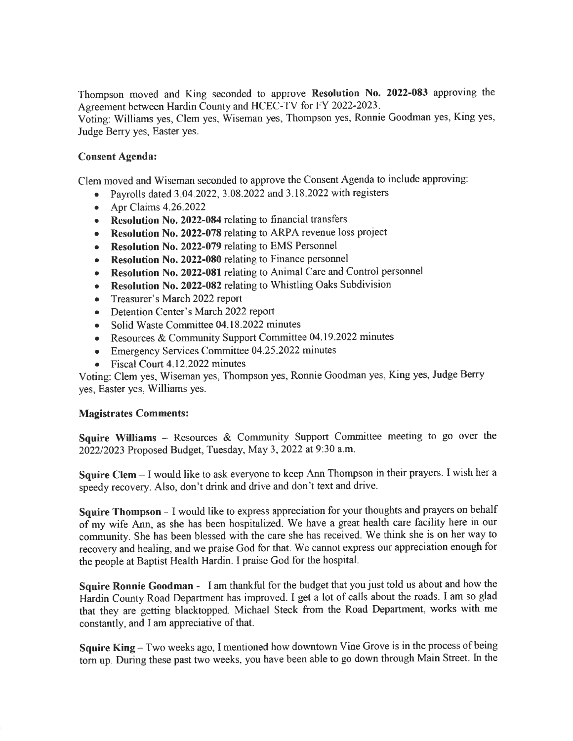Thompson moved and King seconded to approve **Resolution No. 2022-083** approving the Agreement between Hardin County and HCEC-TV for FY 2022-2023.
Voting: Williams yes, Clem yes, Wiseman yes, Thompson yes, Ronnie Goodman yes, King yes, Judge Berry yes, Easter yes.

**Consent Agenda:**

Clem moved and Wiseman seconded to approve the Consent Agenda to include approving:

- Payrolls dated 3.04.2022, 3.08.2022 and 3.18.2022 with registers
- Apr Claims 4.26.2022
- **Resolution No. 2022-084** relating to financial transfers
- **Resolution No. 2022-078** relating to ARPA revenue loss project
- **Resolution No. 2022-079** relating to EMS Personnel
- **Resolution No. 2022-080** relating to Finance personnel
- **Resolution No. 2022-081** relating to Animal Care and Control personnel
- **Resolution No. 2022-082** relating to Whistling Oaks Subdivision
- Treasurer's March 2022 report
- Detention Center's March 2022 report
- Solid Waste Committee 04.18.2022 minutes
- Resources & Community Support Committee 04.19.2022 minutes
- Emergency Services Committee 04.25.2022 minutes
- Fiscal Court 4.12.2022 minutes

Voting: Clem yes, Wiseman yes, Thompson yes, Ronnie Goodman yes, King yes, Judge Berry yes, Easter yes, Williams yes.

**Magistrates Comments:**

**Squire Williams** – Resources & Community Support Committee meeting to go over the 2022/2023 Proposed Budget, Tuesday, May 3, 2022 at 9:30 a.m.

**Squire Clem** – I would like to ask everyone to keep Ann Thompson in their prayers. I wish her a speedy recovery. Also, don't drink and drive and don't text and drive.

**Squire Thompson** – I would like to express appreciation for your thoughts and prayers on behalf of my wife Ann, as she has been hospitalized. We have a great health care facility here in our community. She has been blessed with the care she has received. We think she is on her way to recovery and healing, and we praise God for that. We cannot express our appreciation enough for the people at Baptist Health Hardin. I praise God for the hospital.

**Squire Ronnie Goodman** - I am thankful for the budget that you just told us about and how the Hardin County Road Department has improved. I get a lot of calls about the roads. I am so glad that they are getting blacktopped. Michael Steck from the Road Department, works with me constantly, and I am appreciative of that.

**Squire King** – Two weeks ago, I mentioned how downtown Vine Grove is in the process of being torn up. During these past two weeks, you have been able to go down through Main Street. In the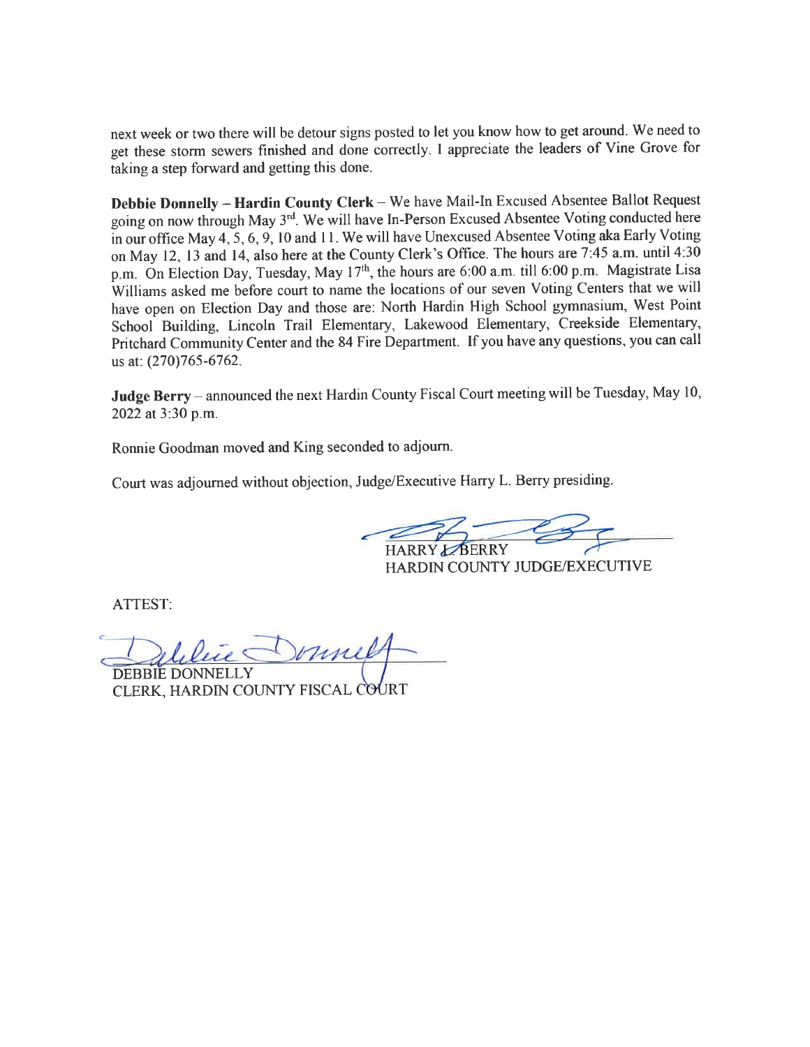next week or two there will be detour signs posted to let you know how to get around. We need to get these storm sewers finished and done correctly. I appreciate the leaders of Vine Grove for taking a step forward and getting this done.

**Debbie Donnelly – Hardin County Clerk** – We have Mail-In Excused Absentee Ballot Request going on now through May 3rd. We will have In-Person Excused Absentee Voting conducted here in our office May 4, 5, 6, 9, 10 and 11. We will have Unexcused Absentee Voting aka Early Voting on May 12, 13 and 14, also here at the County Clerk's Office. The hours are 7:45 a.m. until 4:30 p.m. On Election Day, Tuesday, May 17th, the hours are 6:00 a.m. till 6:00 p.m. Magistrate Lisa Williams asked me before court to name the locations of our seven Voting Centers that we will have open on Election Day and those are: North Hardin High School gymnasium, West Point School Building, Lincoln Trail Elementary, Lakewood Elementary, Creekside Elementary, Pritchard Community Center and the 84 Fire Department. If you have any questions, you can call us at: (270)765-6762.

**Judge Berry** – announced the next Hardin County Fiscal Court meeting will be Tuesday, May 10, 2022 at 3:30 p.m.

Ronnie Goodman moved and King seconded to adjourn.

Court was adjourned without objection, Judge/Executive Harry L. Berry presiding.

HARRY L. BERRY
HARDIN COUNTY JUDGE/EXECUTIVE

ATTEST:

DEBBIE DONNELLY
CLERK, HARDIN COUNTY FISCAL COURT